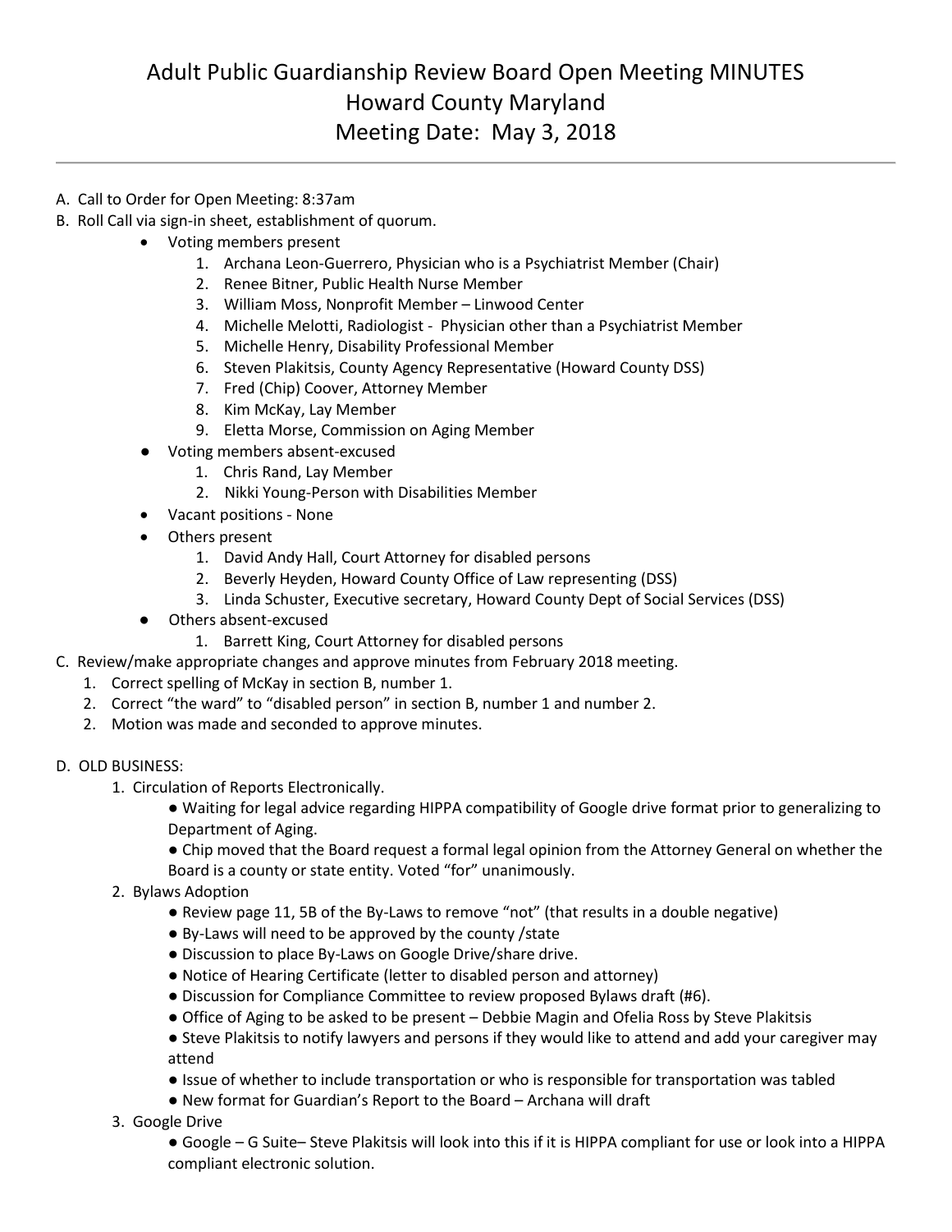# Adult Public Guardianship Review Board Open Meeting MINUTES
# Howard County Maryland
# Meeting Date: May 3, 2018

A. Call to Order for Open Meeting: 8:37am

B. Roll Call via sign-in sheet, establishment of quorum.

- Voting members present
  1. Archana Leon-Guerrero, Physician who is a Psychiatrist Member (Chair)
  2. Renee Bitner, Public Health Nurse Member
  3. William Moss, Nonprofit Member – Linwood Center
  4. Michelle Melotti, Radiologist - Physician other than a Psychiatrist Member
  5. Michelle Henry, Disability Professional Member
  6. Steven Plakitsis, County Agency Representative (Howard County DSS)
  7. Fred (Chip) Coover, Attorney Member
  8. Kim McKay, Lay Member
  9. Eletta Morse, Commission on Aging Member
- Voting members absent-excused
  1. Chris Rand, Lay Member
  2. Nikki Young-Person with Disabilities Member
- Vacant positions - None
- Others present
  1. David Andy Hall, Court Attorney for disabled persons
  2. Beverly Heyden, Howard County Office of Law representing (DSS)
  3. Linda Schuster, Executive secretary, Howard County Dept of Social Services (DSS)
- Others absent-excused
  1. Barrett King, Court Attorney for disabled persons

C. Review/make appropriate changes and approve minutes from February 2018 meeting.

1. Correct spelling of McKay in section B, number 1.
2. Correct "the ward" to "disabled person" in section B, number 1 and number 2.
2. Motion was made and seconded to approve minutes.

D. OLD BUSINESS:

1. Circulation of Reports Electronically.
   - Waiting for legal advice regarding HIPPA compatibility of Google drive format prior to generalizing to Department of Aging.
   - Chip moved that the Board request a formal legal opinion from the Attorney General on whether the Board is a county or state entity. Voted "for" unanimously.
2. Bylaws Adoption
   - Review page 11, 5B of the By-Laws to remove "not" (that results in a double negative)
   - By-Laws will need to be approved by the county /state
   - Discussion to place By-Laws on Google Drive/share drive.
   - Notice of Hearing Certificate (letter to disabled person and attorney)
   - Discussion for Compliance Committee to review proposed Bylaws draft (#6).
   - Office of Aging to be asked to be present – Debbie Magin and Ofelia Ross by Steve Plakitsis
   - Steve Plakitsis to notify lawyers and persons if they would like to attend and add your caregiver may attend
   - Issue of whether to include transportation or who is responsible for transportation was tabled
   - New format for Guardian's Report to the Board – Archana will draft
3. Google Drive
   - Google – G Suite– Steve Plakitsis will look into this if it is HIPPA compliant for use or look into a HIPPA compliant electronic solution.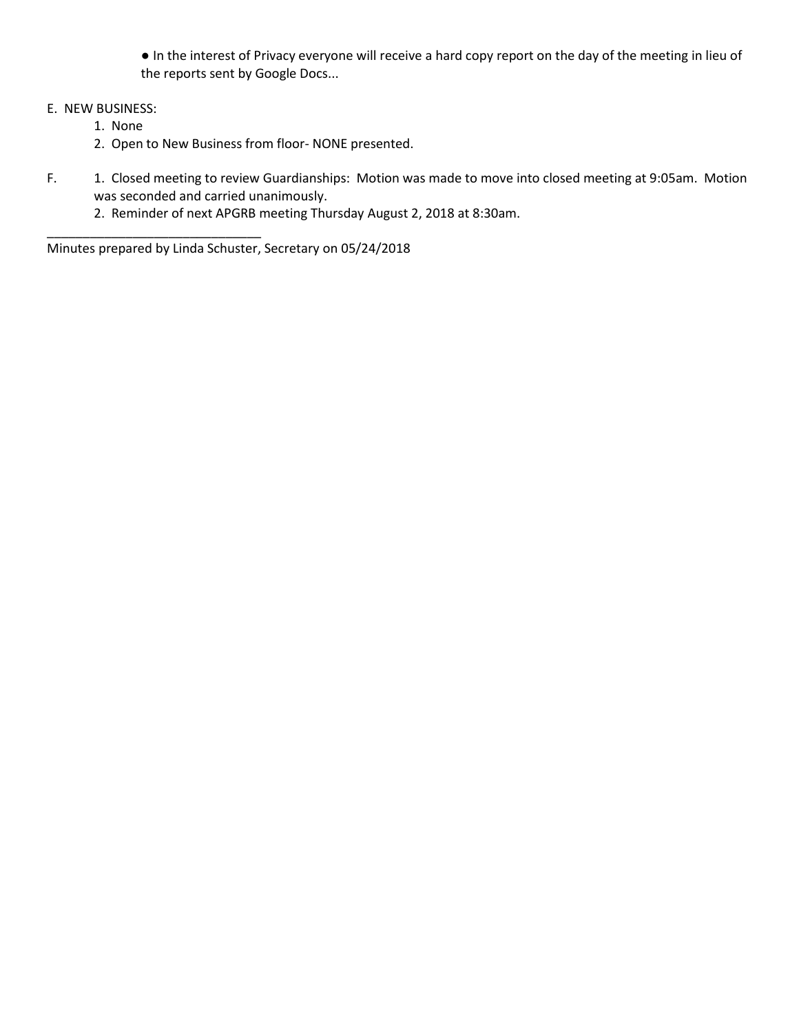- In the interest of Privacy everyone will receive a hard copy report on the day of the meeting in lieu of the reports sent by Google Docs...

E. NEW BUSINESS:

1. None
2. Open to New Business from floor- NONE presented.

F.

1. Closed meeting to review Guardianships: Motion was made to move into closed meeting at 9:05am. Motion was seconded and carried unanimously.
2. Reminder of next APGRB meeting Thursday August 2, 2018 at 8:30am.

_____________________________

Minutes prepared by Linda Schuster, Secretary on 05/24/2018